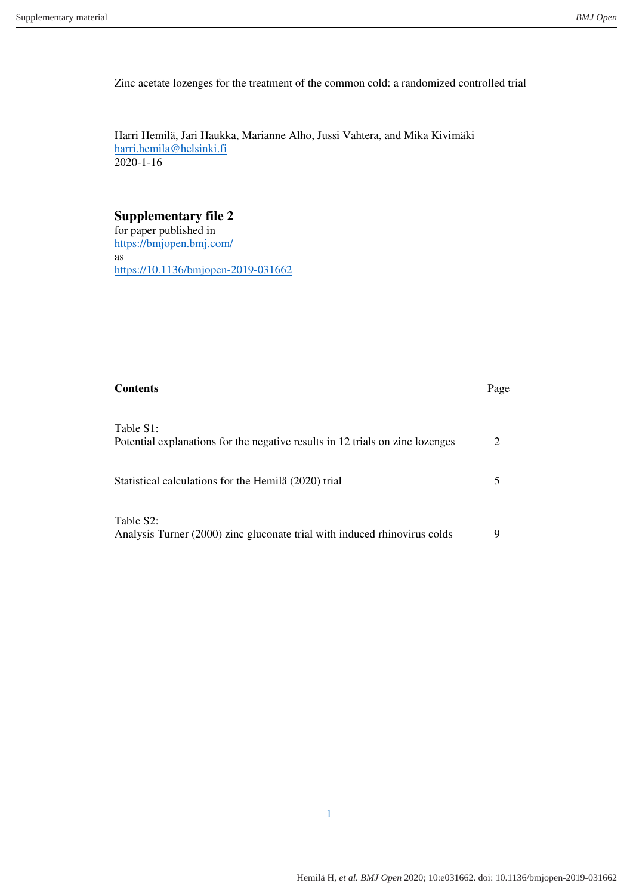Zinc acetate lozenges for the treatment of the common cold: a randomized controlled trial

Harri Hemilä, Jari Haukka, Marianne Alho, Jussi Vahtera, and Mika Kivimäki
harri.hemila@helsinki.fi
2020-1-16

## Supplementary file 2

for paper published in
https://bmjopen.bmj.com/
as
https://10.1136/bmjopen-2019-031662

| Contents | Page |
|---|---|
| Table S1: Potential explanations for the negative results in 12 trials on zinc lozenges | 2 |
| Statistical calculations for the Hemilä (2020) trial | 5 |
| Table S2: Analysis Turner (2000) zinc gluconate trial with induced rhinovirus colds | 9 |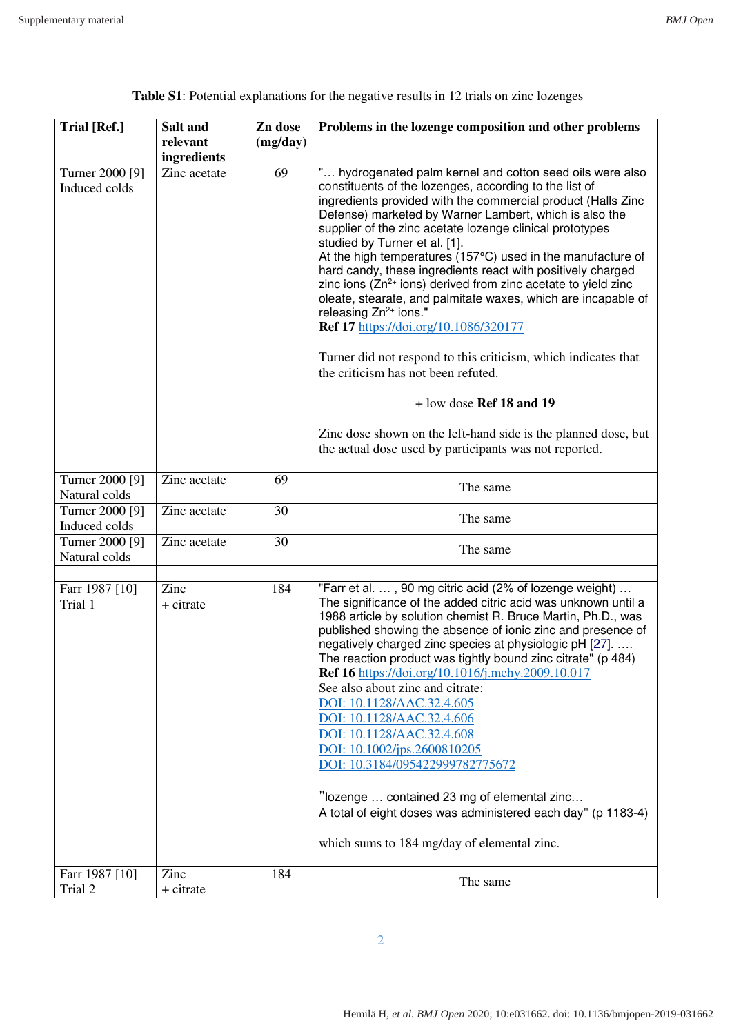**Table S1**: Potential explanations for the negative results in 12 trials on zinc lozenges

| Trial [Ref.] | Salt and relevant ingredients | Zn dose (mg/day) | Problems in the lozenge composition and other problems |
|---|---|---|---|
| Turner 2000 [9] Induced colds | Zinc acetate | 69 | "… hydrogenated palm kernel and cotton seed oils were also constituents of the lozenges, according to the list of ingredients provided with the commercial product (Halls Zinc Defense) marketed by Warner Lambert, which is also the supplier of the zinc acetate lozenge clinical prototypes studied by Turner et al. [1]. At the high temperatures (157°C) used in the manufacture of hard candy, these ingredients react with positively charged zinc ions ($Zn^{2+}$ ions) derived from zinc acetate to yield zinc oleate, stearate, and palmitate waxes, which are incapable of releasing $Zn^{2+}$ ions." **Ref 17** https://doi.org/10.1086/320177<br><br>Turner did not respond to this criticism, which indicates that the criticism has not been refuted.<br><br>+ low dose **Ref 18 and 19**<br><br>Zinc dose shown on the left-hand side is the planned dose, but the actual dose used by participants was not reported. |
| Turner 2000 [9] Natural colds | Zinc acetate | 69 | The same |
| Turner 2000 [9] Induced colds | Zinc acetate | 30 | The same |
| Turner 2000 [9] Natural colds | Zinc acetate | 30 | The same |
| | | | |
| Farr 1987 [10] Trial 1 | Zinc + citrate | 184 | "Farr et al. … , 90 mg citric acid (2% of lozenge weight) … The significance of the added citric acid was unknown until a 1988 article by solution chemist R. Bruce Martin, Ph.D., was published showing the absence of ionic zinc and presence of negatively charged zinc species at physiologic pH [27]. …. The reaction product was tightly bound zinc citrate" (p 484) **Ref 16** https://doi.org/10.1016/j.mehy.2009.10.017<br>See also about zinc and citrate:<br>DOI: 10.1128/AAC.32.4.605<br>DOI: 10.1128/AAC.32.4.606<br>DOI: 10.1128/AAC.32.4.608<br>DOI: 10.1002/jps.2600810205<br>DOI: 10.3184/095422999782775672<br><br>"lozenge … contained 23 mg of elemental zinc… A total of eight doses was administered each day" (p 1183-4)<br><br>which sums to 184 mg/day of elemental zinc. |
| Farr 1987 [10] Trial 2 | Zinc + citrate | 184 | The same |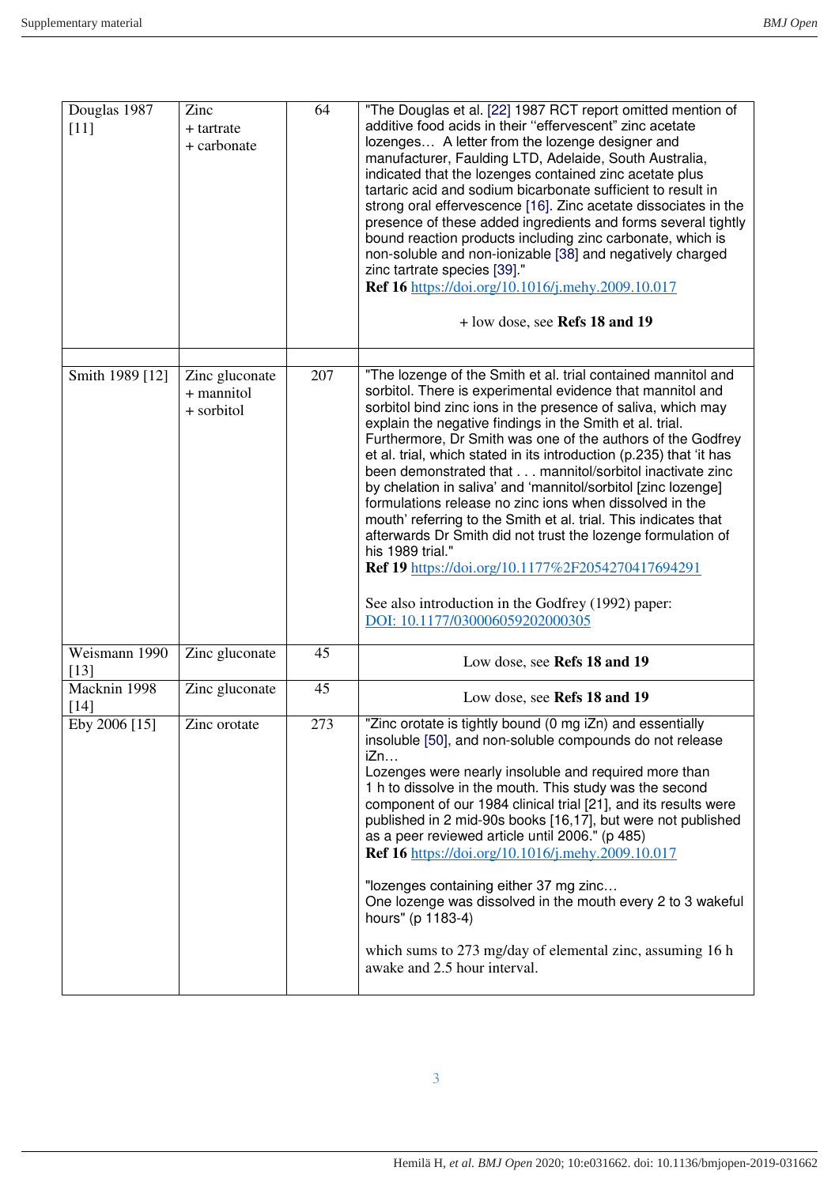| | | | |
|---|---|---|---|
| Douglas 1987 [11] | Zinc<br>+ tartrate<br>+ carbonate | 64 | "The Douglas et al. [22] 1987 RCT report omitted mention of additive food acids in their "effervescent" zinc acetate lozenges… A letter from the lozenge designer and manufacturer, Faulding LTD, Adelaide, South Australia, indicated that the lozenges contained zinc acetate plus tartaric acid and sodium bicarbonate sufficient to result in strong oral effervescence [16]. Zinc acetate dissociates in the presence of these added ingredients and forms several tightly bound reaction products including zinc carbonate, which is non-soluble and non-ionizable [38] and negatively charged zinc tartrate species [39]."<br>**Ref 16** https://doi.org/10.1016/j.mehy.2009.10.017<br><br>+ low dose, see **Refs 18 and 19** |
| | | | |
| Smith 1989 [12] | Zinc gluconate<br>+ mannitol<br>+ sorbitol | 207 | "The lozenge of the Smith et al. trial contained mannitol and sorbitol. There is experimental evidence that mannitol and sorbitol bind zinc ions in the presence of saliva, which may explain the negative findings in the Smith et al. trial. Furthermore, Dr Smith was one of the authors of the Godfrey et al. trial, which stated in its introduction (p.235) that 'it has been demonstrated that . . . mannitol/sorbitol inactivate zinc by chelation in saliva' and 'mannitol/sorbitol [zinc lozenge] formulations release no zinc ions when dissolved in the mouth' referring to the Smith et al. trial. This indicates that afterwards Dr Smith did not trust the lozenge formulation of his 1989 trial."<br>**Ref 19** https://doi.org/10.1177%2F2054270417694291<br><br>See also introduction in the Godfrey (1992) paper: DOI: 10.1177/030006059202000305 |
| Weismann 1990 [13] | Zinc gluconate | 45 | Low dose, see **Refs 18 and 19** |
| Macknin 1998 [14] | Zinc gluconate | 45 | Low dose, see **Refs 18 and 19** |
| Eby 2006 [15] | Zinc orotate | 273 | "Zinc orotate is tightly bound (0 mg iZn) and essentially insoluble [50], and non-soluble compounds do not release iZn…<br>Lozenges were nearly insoluble and required more than 1 h to dissolve in the mouth. This study was the second component of our 1984 clinical trial [21], and its results were published in 2 mid-90s books [16,17], but were not published as a peer reviewed article until 2006." (p 485)<br>**Ref 16** https://doi.org/10.1016/j.mehy.2009.10.017<br><br>"lozenges containing either 37 mg zinc…<br>One lozenge was dissolved in the mouth every 2 to 3 wakeful hours" (p 1183-4)<br><br>which sums to 273 mg/day of elemental zinc, assuming 16 h awake and 2.5 hour interval. |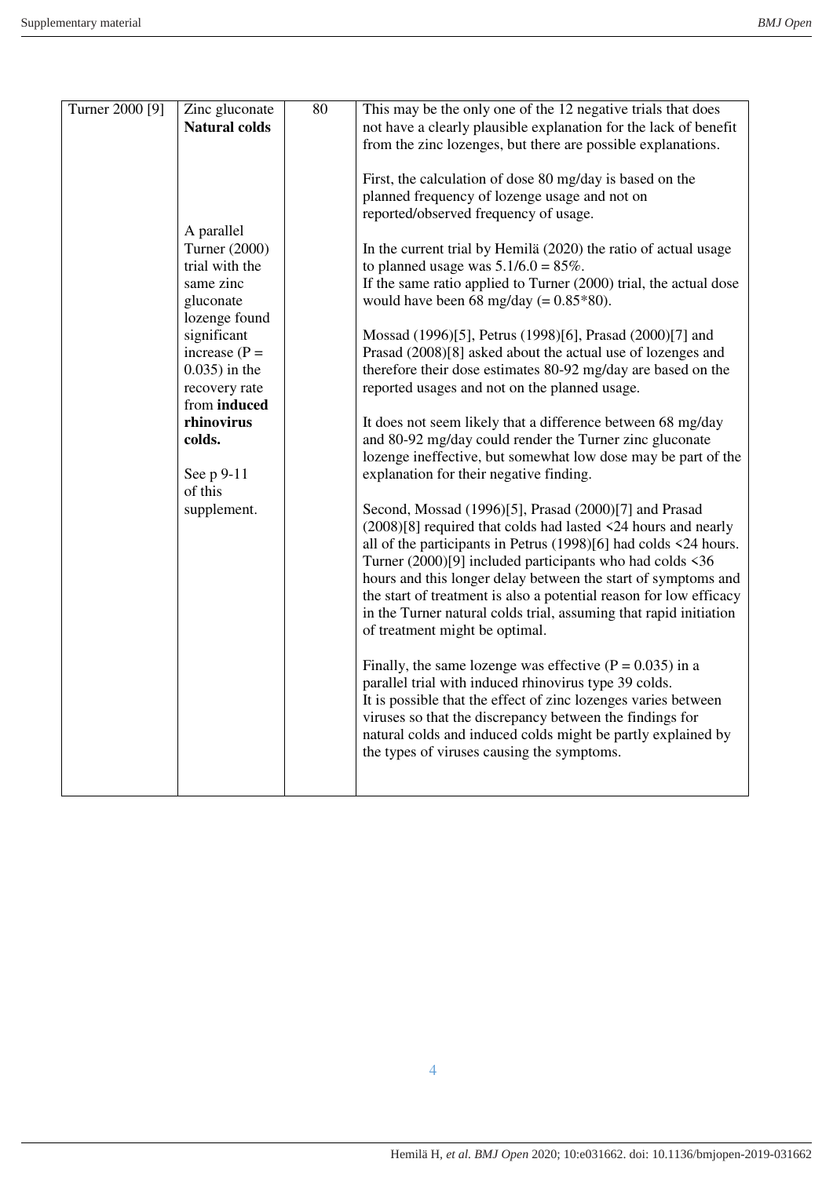| | | | |
|---|---|---|---|
| Turner 2000 [9] | Zinc gluconate **Natural colds**<br><br>A parallel Turner (2000) trial with the same zinc gluconate lozenge found significant increase ($P = 0.035$) in the recovery rate from **induced rhinovirus colds.**<br><br>See p 9-11 of this supplement. | 80 | This may be the only one of the 12 negative trials that does not have a clearly plausible explanation for the lack of benefit from the zinc lozenges, but there are possible explanations.<br><br>First, the calculation of dose 80 mg/day is based on the planned frequency of lozenge usage and not on reported/observed frequency of usage.<br><br>In the current trial by Hemilä (2020) the ratio of actual usage to planned usage was $5.1/6.0 = 85\%$.<br>If the same ratio applied to Turner (2000) trial, the actual dose would have been 68 mg/day ($= 0.85*80$).<br><br>Mossad (1996)[5], Petrus (1998)[6], Prasad (2000)[7] and Prasad (2008)[8] asked about the actual use of lozenges and therefore their dose estimates 80-92 mg/day are based on the reported usages and not on the planned usage.<br><br>It does not seem likely that a difference between 68 mg/day and 80-92 mg/day could render the Turner zinc gluconate lozenge ineffective, but somewhat low dose may be part of the explanation for their negative finding.<br><br>Second, Mossad (1996)[5], Prasad (2000)[7] and Prasad (2008)[8] required that colds had lasted <24 hours and nearly all of the participants in Petrus (1998)[6] had colds <24 hours. Turner (2000)[9] included participants who had colds <36 hours and this longer delay between the start of symptoms and the start of treatment is also a potential reason for low efficacy in the Turner natural colds trial, assuming that rapid initiation of treatment might be optimal.<br><br>Finally, the same lozenge was effective ($P = 0.035$) in a parallel trial with induced rhinovirus type 39 colds.<br>It is possible that the effect of zinc lozenges varies between viruses so that the discrepancy between the findings for natural colds and induced colds might be partly explained by the types of viruses causing the symptoms. |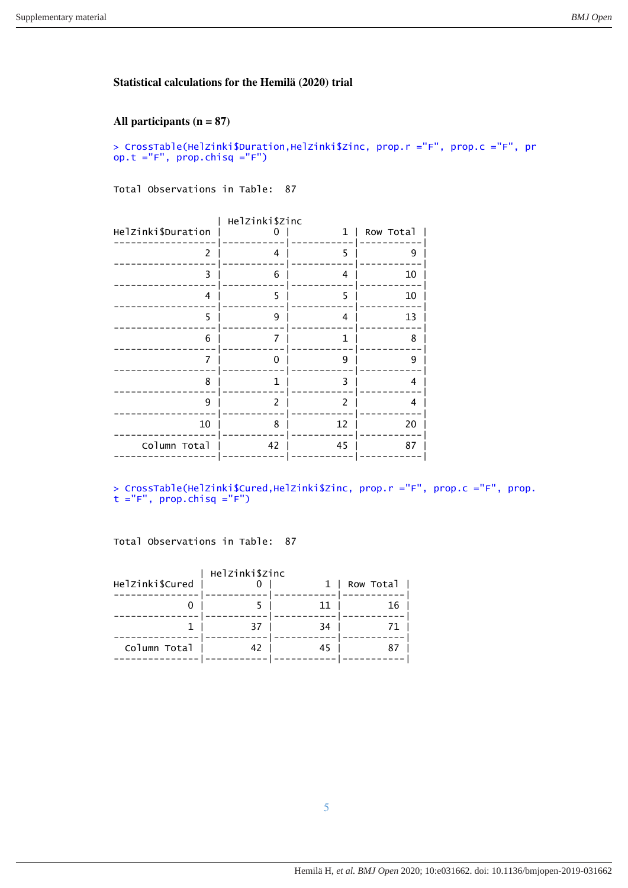**Statistical calculations for the Hemilä (2020) trial**

**All participants (n = 87)**

```
> CrossTable(HelZinki$Duration,HelZinki$Zinc, prop.r ="F", prop.c ="F", prop.t ="F", prop.chisq ="F")
```

Total Observations in Table: 87

| HelZinki$Duration | HelZinki$Zinc 0 | 1 | Row Total |
|---|---|---|---|
| 2 | 4 | 5 | 9 |
| 3 | 6 | 4 | 10 |
| 4 | 5 | 5 | 10 |
| 5 | 9 | 4 | 13 |
| 6 | 7 | 1 | 8 |
| 7 | 0 | 9 | 9 |
| 8 | 1 | 3 | 4 |
| 9 | 2 | 2 | 4 |
| 10 | 8 | 12 | 20 |
| Column Total | 42 | 45 | 87 |

```
> CrossTable(HelZinki$Cured,HelZinki$Zinc, prop.r ="F", prop.c ="F", prop.t ="F", prop.chisq ="F")
```

Total Observations in Table: 87

| HelZinki$Cured | HelZinki$Zinc 0 | 1 | Row Total |
|---|---|---|---|
| 0 | 5 | 11 | 16 |
| 1 | 37 | 34 | 71 |
| Column Total | 42 | 45 | 87 |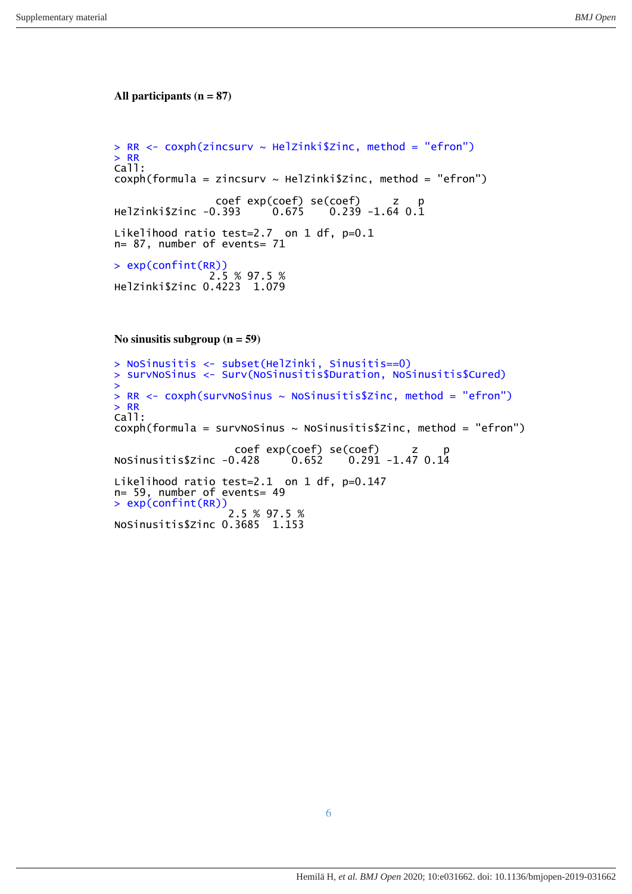**All participants (n = 87)**

```
> RR <- coxph(zincsurv ~ HelZinki$Zinc, method = "efron")
> RR
Call:
coxph(formula = zincsurv ~ HelZinki$Zinc, method = "efron")

                coef exp(coef) se(coef)     z   p
HelZinki$Zinc -0.393     0.675    0.239 -1.64 0.1

Likelihood ratio test=2.7  on 1 df, p=0.1
n= 87, number of events= 71

> exp(confint(RR))
               2.5 % 97.5 %
HelZinki$Zinc 0.4223  1.079
```

**No sinusitis subgroup (n = 59)**

```
> NoSinusitis <- subset(HelZinki, Sinusitis==0)
> survNoSinus <- Surv(NoSinusitis$Duration, NoSinusitis$Cured)
>
> RR <- coxph(survNoSinus ~ NoSinusitis$Zinc, method = "efron")
> RR
Call:
coxph(formula = survNoSinus ~ NoSinusitis$Zinc, method = "efron")

                   coef exp(coef) se(coef)     z    p
NoSinusitis$Zinc -0.428     0.652    0.291 -1.47 0.14

Likelihood ratio test=2.1  on 1 df, p=0.147
n= 59, number of events= 49
> exp(confint(RR))
                  2.5 % 97.5 %
NoSinusitis$Zinc 0.3685  1.153
```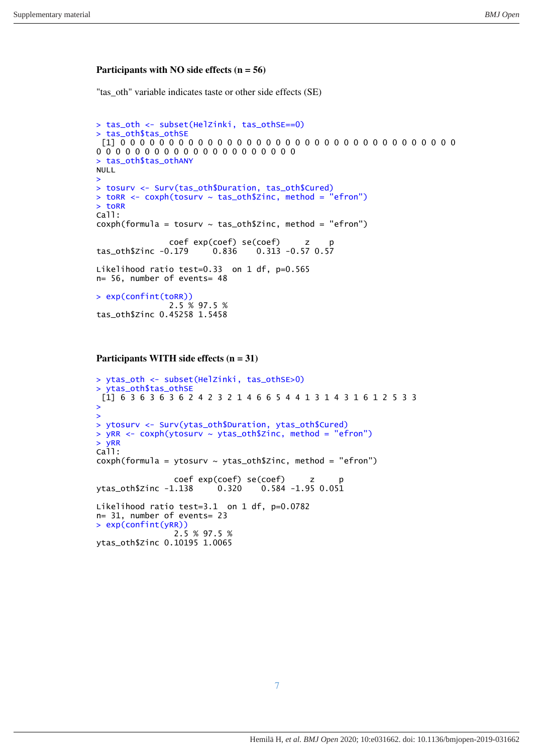**Participants with NO side effects (n = 56)**

"tas_oth" variable indicates taste or other side effects (SE)

```
> tas_oth <- subset(HelZinki, tas_othSE==0)
> tas_oth$tas_othSE
 [1] 0 0 0 0 0 0 0 0 0 0 0 0 0 0 0 0 0 0 0 0 0 0 0 0 0 0 0 0 0 0 0 0 0 0 0
0 0 0 0 0 0 0 0 0 0 0 0 0 0 0 0 0 0 0 0 0
> tas_oth$tas_othANY
NULL
>
> tosurv <- Surv(tas_oth$Duration, tas_oth$Cured)
> toRR <- coxph(tosurv ~ tas_oth$Zinc, method = "efron")
> toRR
Call:
coxph(formula = tosurv ~ tas_oth$Zinc, method = "efron")

               coef exp(coef) se(coef)     z    p
tas_oth$Zinc -0.179     0.836    0.313 -0.57 0.57

Likelihood ratio test=0.33  on 1 df, p=0.565
n= 56, number of events= 48

> exp(confint(toRR))
               2.5 % 97.5 %
tas_oth$Zinc 0.45258 1.5458
```

**Participants WITH side effects (n = 31)**

```
> ytas_oth <- subset(HelZinki, tas_othSE>0)
> ytas_oth$tas_othSE
 [1] 6 3 6 3 6 3 6 2 4 2 3 2 1 4 6 6 5 4 4 1 3 1 4 3 1 6 1 2 5 3 3
>
>
> ytosurv <- Surv(ytas_oth$Duration, ytas_oth$Cured)
> yRR <- coxph(ytosurv ~ ytas_oth$Zinc, method = "efron")
> yRR
Call:
coxph(formula = ytosurv ~ ytas_oth$Zinc, method = "efron")

                coef exp(coef) se(coef)     z     p
ytas_oth$Zinc -1.138     0.320    0.584 -1.95 0.051

Likelihood ratio test=3.1  on 1 df, p=0.0782
n= 31, number of events= 23
> exp(confint(yRR))
                2.5 % 97.5 %
ytas_oth$Zinc 0.10195 1.0065
```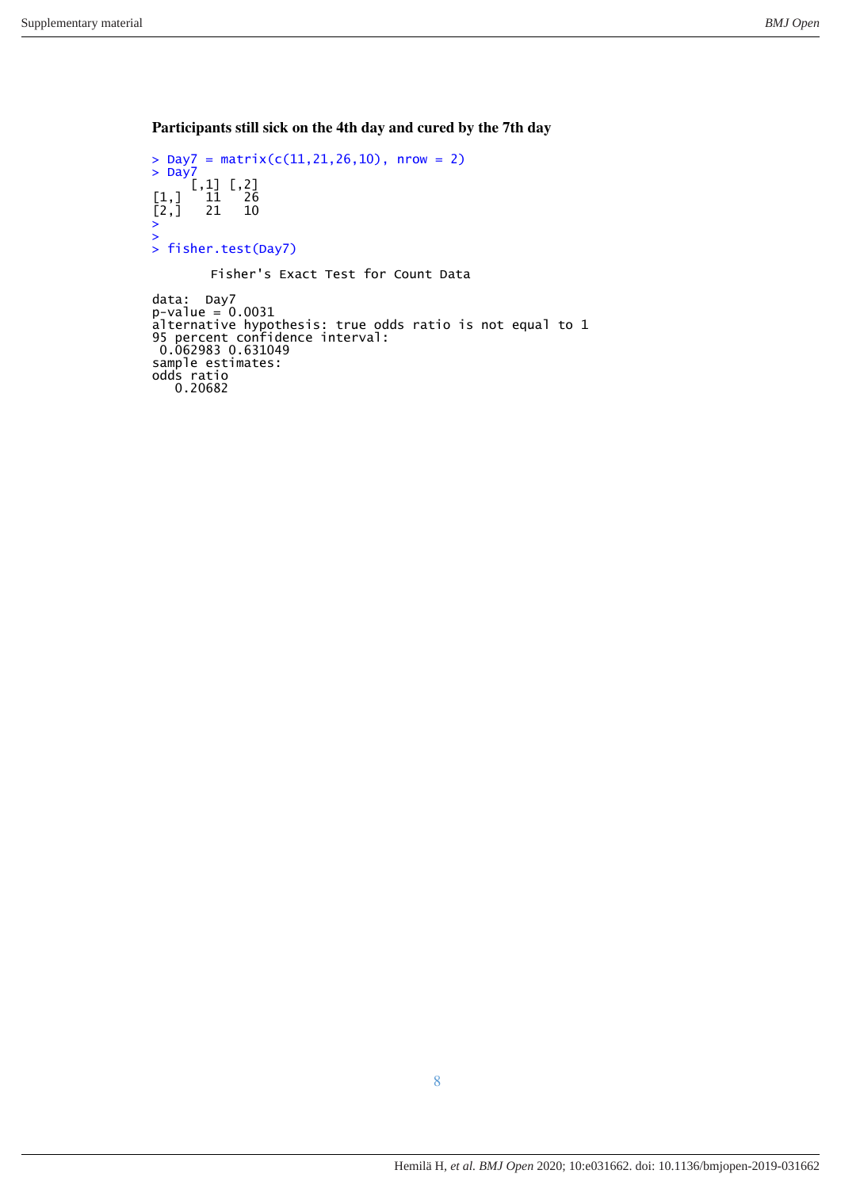### Participants still sick on the 4th day and cured by the 7th day

```
> Day7 = matrix(c(11,21,26,10), nrow = 2)
> Day7
     [,1] [,2]
[1,]   11   26
[2,]   21   10
>
>
> fisher.test(Day7)

        Fisher's Exact Test for Count Data

data:  Day7
p-value = 0.0031
alternative hypothesis: true odds ratio is not equal to 1
95 percent confidence interval:
 0.062983 0.631049
sample estimates:
odds ratio
   0.20682
```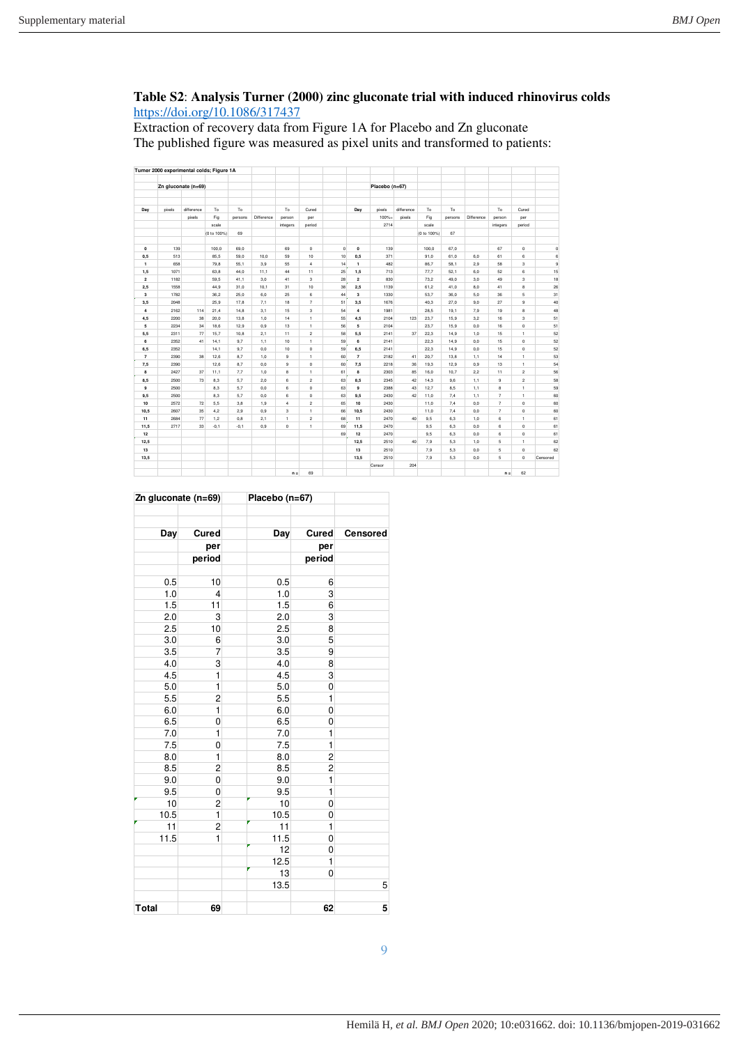### Table S2: Analysis Turner (2000) zinc gluconate trial with induced rhinovirus colds

https://doi.org/10.1086/317437

Extraction of recovery data from Figure 1A for Placebo and Zn gluconate

The published figure was measured as pixel units and transformed to patients:

Turner 2000 experimental colds; Figure 1A

| Zn gluconate (n=69) | | | | | | | | | Placebo (n=67) | | | | | | | | |
|---|---|---|---|---|---|---|---|---|---|---|---|---|---|---|---|---|---|
| Day | pixels | difference pixels | To Fig scale (0 to 100%) | To persons 69 | Difference | To person integers | Cured per period | | Day | pixels 100%= 2714 | difference pixels | To Fig scale (0 to 100%) | To persons 67 | Difference | To person integers | Cured per period | |
| 0 | 139 | | 100,0 | 69,0 | | 69 | 0 | 0 | 0 | 139 | | 100,0 | 67,0 | | 67 | 0 | 0 |
| 0,5 | 513 | | 85,5 | 59,0 | 10,0 | 59 | 10 | 10 | 0,5 | 371 | | 91,0 | 61,0 | 6,0 | 61 | 6 | 6 |
| 1 | 658 | | 79,8 | 55,1 | 3,9 | 55 | 4 | 14 | 1 | 482 | | 86,7 | 58,1 | 2,9 | 58 | 3 | 9 |
| 1,5 | 1071 | | 63,8 | 44,0 | 11,1 | 44 | 11 | 25 | 1,5 | 713 | | 77,7 | 52,1 | 6,0 | 52 | 6 | 15 |
| 2 | 1182 | | 59,5 | 41,1 | 3,0 | 41 | 3 | 28 | 2 | 830 | | 73,2 | 49,0 | 3,0 | 49 | 3 | 18 |
| 2,5 | 1558 | | 44,9 | 31,0 | 10,1 | 31 | 10 | 38 | 2,5 | 1139 | | 61,2 | 41,0 | 8,0 | 41 | 8 | 26 |
| 3 | 1782 | | 36,2 | 25,0 | 6,0 | 25 | 6 | 44 | 3 | 1330 | | 53,7 | 36,0 | 5,0 | 36 | 5 | 31 |
| 3,5 | 2048 | | 25,9 | 17,8 | 7,1 | 18 | 7 | 51 | 3,5 | 1676 | | 40,3 | 27,0 | 9,0 | 27 | 9 | 40 |
| 4 | 2162 | 114 | 21,4 | 14,8 | 3,1 | 15 | 3 | 54 | 4 | 1981 | | 28,5 | 19,1 | 7,9 | 19 | 8 | 48 |
| 4,5 | 2200 | 38 | 20,0 | 13,8 | 1,0 | 14 | 1 | 55 | 4,5 | 2104 | 123 | 23,7 | 15,9 | 3,2 | 16 | 3 | 51 |
| 5 | 2234 | 34 | 18,6 | 12,9 | 0,9 | 13 | 1 | 56 | 5 | 2104 | | 23,7 | 15,9 | 0,0 | 16 | 0 | 51 |
| 5,5 | 2311 | 77 | 15,7 | 10,8 | 2,1 | 11 | 2 | 58 | 5,5 | 2141 | 37 | 22,3 | 14,9 | 1,0 | 15 | 1 | 52 |
| 6 | 2352 | 41 | 14,1 | 9,7 | 1,1 | 10 | 1 | 59 | 6 | 2141 | | 22,3 | 14,9 | 0,0 | 15 | 0 | 52 |
| 6,5 | 2352 | | 14,1 | 9,7 | 0,0 | 10 | 0 | 59 | 6,5 | 2141 | | 22,3 | 14,9 | 0,0 | 15 | 0 | 52 |
| 7 | 2390 | 38 | 12,6 | 8,7 | 1,0 | 9 | 1 | 60 | 7 | 2182 | 41 | 20,7 | 13,8 | 1,1 | 14 | 1 | 53 |
| 7,5 | 2390 | | 12,6 | 8,7 | 0,0 | 9 | 0 | 60 | 7,5 | 2218 | 36 | 19,3 | 12,9 | 0,9 | 13 | 1 | 54 |
| 8 | 2427 | 37 | 11,1 | 7,7 | 1,0 | 8 | 1 | 61 | 8 | 2303 | 85 | 16,0 | 10,7 | 2,2 | 11 | 2 | 56 |
| 8,5 | 2500 | 73 | 8,3 | 5,7 | 2,0 | 6 | 2 | 63 | 8,5 | 2345 | 42 | 14,3 | 9,6 | 1,1 | 9 | 2 | 58 |
| 9 | 2500 | | 8,3 | 5,7 | 0,0 | 6 | 0 | 63 | 9 | 2388 | 43 | 12,7 | 8,5 | 1,1 | 8 | 1 | 59 |
| 9,5 | 2500 | | 8,3 | 5,7 | 0,0 | 6 | 0 | 63 | 9,5 | 2430 | 42 | 11,0 | 7,4 | 1,1 | 7 | 1 | 60 |
| 10 | 2572 | 72 | 5,5 | 3,8 | 1,9 | 4 | 2 | 65 | 10 | 2430 | | 11,0 | 7,4 | 0,0 | 7 | 0 | 60 |
| 10,5 | 2607 | 35 | 4,2 | 2,9 | 0,9 | 3 | 1 | 66 | 10,5 | 2430 | | 11,0 | 7,4 | 0,0 | 7 | 0 | 60 |
| 11 | 2684 | 77 | 1,2 | 0,8 | 2,1 | 1 | 2 | 68 | 11 | 2470 | 40 | 9,5 | 6,3 | 1,0 | 6 | 1 | 61 |
| 11,5 | 2717 | 33 | -0,1 | -0,1 | 0,9 | 0 | 1 | 69 | 11,5 | 2470 | | 9,5 | 6,3 | 0,0 | 6 | 0 | 61 |
| 12 | | | | | | | | 69 | 12 | 2470 | | 9,5 | 6,3 | 0,0 | 6 | 0 | 61 |
| 12,5 | | | | | | | | | 12,5 | 2510 | 40 | 7,9 | 5,3 | 1,0 | 5 | 1 | 62 |
| 13 | | | | | | | | | 13 | 2510 | | 7,9 | 5,3 | 0,0 | 5 | 0 | 62 |
| 13,5 | | | | | | | | | 13,5 | 2510 | | 7,9 | 5,3 | 0,0 | 5 | 0 | Censored |
| | | | | | | | | | | Censor | 204 | | | | | | |
| | | | | | | n = | 69 | | | | | | | | n = | 62 | |

| Zn gluconate (n=69) | | Placebo (n=67) | | |
|---|---|---|---|---|
| Day | Cured per period | Day | Cured per period | Censored |
| 0.5 | 10 | 0.5 | 6 | |
| 1.0 | 4 | 1.0 | 3 | |
| 1.5 | 11 | 1.5 | 6 | |
| 2.0 | 3 | 2.0 | 3 | |
| 2.5 | 10 | 2.5 | 8 | |
| 3.0 | 6 | 3.0 | 5 | |
| 3.5 | 7 | 3.5 | 9 | |
| 4.0 | 3 | 4.0 | 8 | |
| 4.5 | 1 | 4.5 | 3 | |
| 5.0 | 1 | 5.0 | 0 | |
| 5.5 | 2 | 5.5 | 1 | |
| 6.0 | 1 | 6.0 | 0 | |
| 6.5 | 0 | 6.5 | 0 | |
| 7.0 | 1 | 7.0 | 1 | |
| 7.5 | 0 | 7.5 | 1 | |
| 8.0 | 1 | 8.0 | 2 | |
| 8.5 | 2 | 8.5 | 2 | |
| 9.0 | 0 | 9.0 | 1 | |
| 9.5 | 0 | 9.5 | 1 | |
| 10 | 2 | 10 | 0 | |
| 10.5 | 1 | 10.5 | 0 | |
| 11 | 2 | 11 | 1 | |
| 11.5 | 1 | 11.5 | 0 | |
| | | 12 | 0 | |
| | | 12.5 | 1 | |
| | | 13 | 0 | |
| | | 13.5 | | 5 |
| Total | 69 | | 62 | 5 |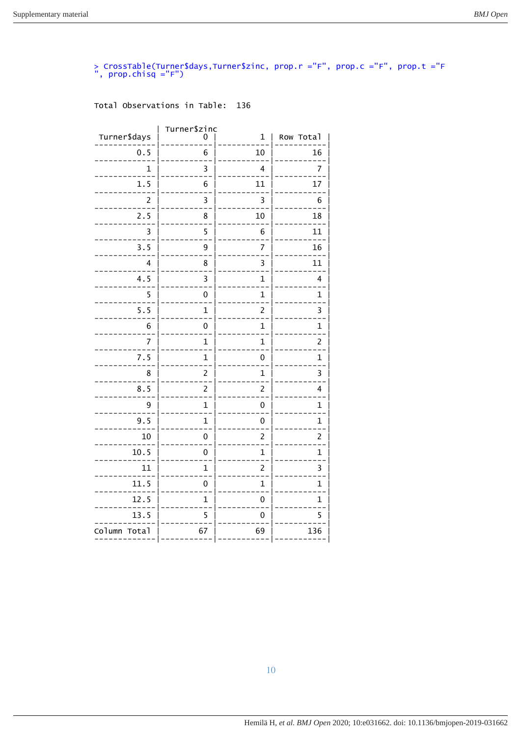```
> CrossTable(Turner$days,Turner$zinc, prop.r ="F", prop.c ="F", prop.t ="F
", prop.chisq ="F")
```

Total Observations in Table:  136

| Turner$days | Turner$zinc 0 | 1 | Row Total |
|---|---|---|---|
| 0.5 | 6 | 10 | 16 |
| 1 | 3 | 4 | 7 |
| 1.5 | 6 | 11 | 17 |
| 2 | 3 | 3 | 6 |
| 2.5 | 8 | 10 | 18 |
| 3 | 5 | 6 | 11 |
| 3.5 | 9 | 7 | 16 |
| 4 | 8 | 3 | 11 |
| 4.5 | 3 | 1 | 4 |
| 5 | 0 | 1 | 1 |
| 5.5 | 1 | 2 | 3 |
| 6 | 0 | 1 | 1 |
| 7 | 1 | 1 | 2 |
| 7.5 | 1 | 0 | 1 |
| 8 | 2 | 1 | 3 |
| 8.5 | 2 | 2 | 4 |
| 9 | 1 | 0 | 1 |
| 9.5 | 1 | 0 | 1 |
| 10 | 0 | 2 | 2 |
| 10.5 | 0 | 1 | 1 |
| 11 | 1 | 2 | 3 |
| 11.5 | 0 | 1 | 1 |
| 12.5 | 1 | 0 | 1 |
| 13.5 | 5 | 0 | 5 |
| Column Total | 67 | 69 | 136 |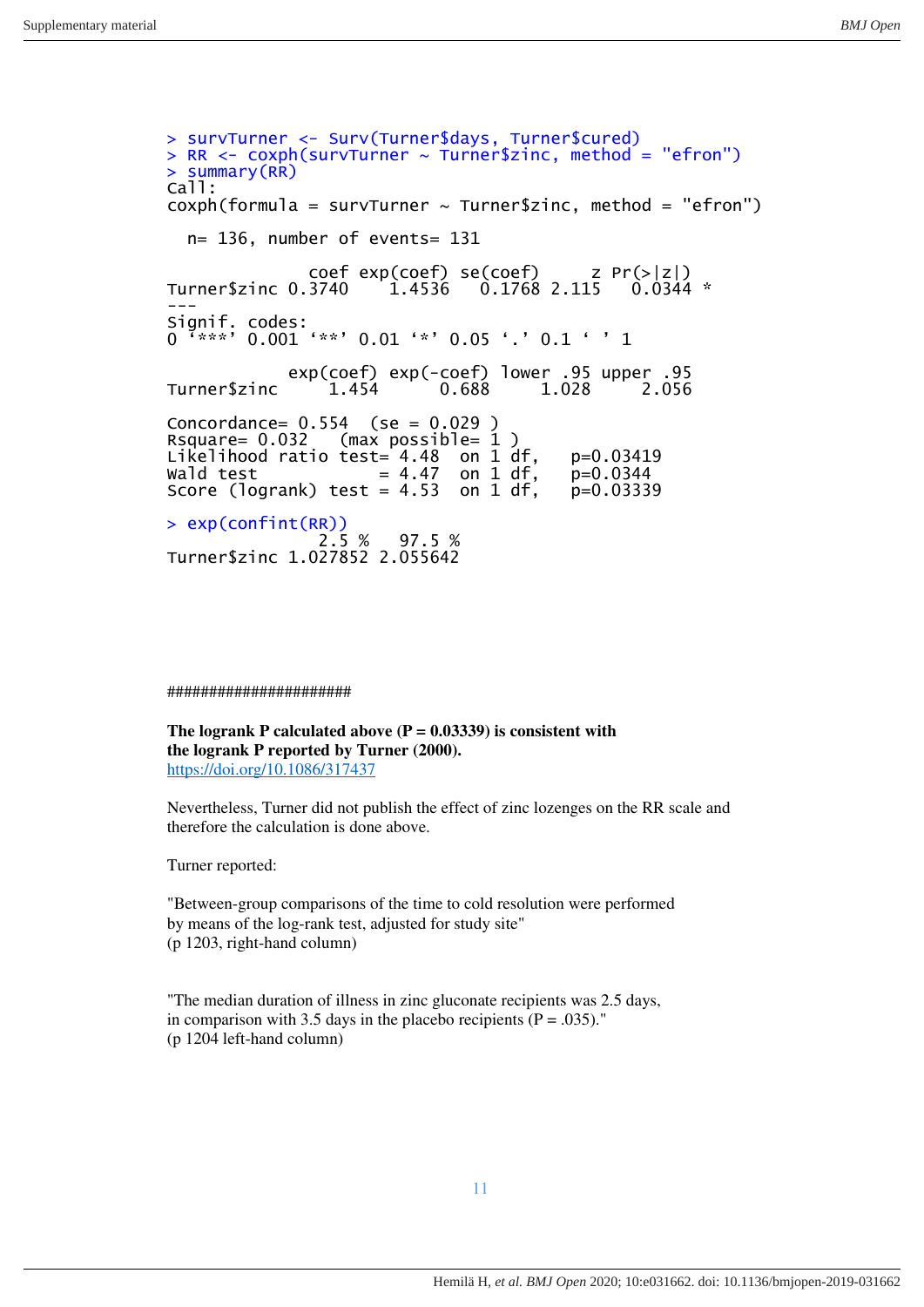```
> survTurner <- Surv(Turner$days, Turner$cured)
> RR <- coxph(survTurner ~ Turner$zinc, method = "efron")
> summary(RR)
Call:
coxph(formula = survTurner ~ Turner$zinc, method = "efron")

  n= 136, number of events= 131

              coef exp(coef) se(coef)     z Pr(>|z|)
Turner$zinc 0.3740    1.4536   0.1768 2.115   0.0344 *
---
Signif. codes:
0 '***' 0.001 '**' 0.01 '*' 0.05 '.' 0.1 ' ' 1

            exp(coef) exp(-coef) lower .95 upper .95
Turner$zinc     1.454      0.688     1.028     2.056

Concordance= 0.554  (se = 0.029 )
Rsquare= 0.032   (max possible= 1 )
Likelihood ratio test= 4.48  on 1 df,   p=0.03419
Wald test            = 4.47  on 1 df,   p=0.0344
Score (logrank) test = 4.53  on 1 df,   p=0.03339

> exp(confint(RR))
               2.5 %   97.5 %
Turner$zinc 1.027852 2.055642
```

######################

**The logrank P calculated above (P = 0.03339) is consistent with the logrank P reported by Turner (2000).**
https://doi.org/10.1086/317437

Nevertheless, Turner did not publish the effect of zinc lozenges on the RR scale and therefore the calculation is done above.

Turner reported:

"Between-group comparisons of the time to cold resolution were performed by means of the log-rank test, adjusted for study site"
(p 1203, right-hand column)

"The median duration of illness in zinc gluconate recipients was 2.5 days, in comparison with 3.5 days in the placebo recipients (P = .035)."
(p 1204 left-hand column)